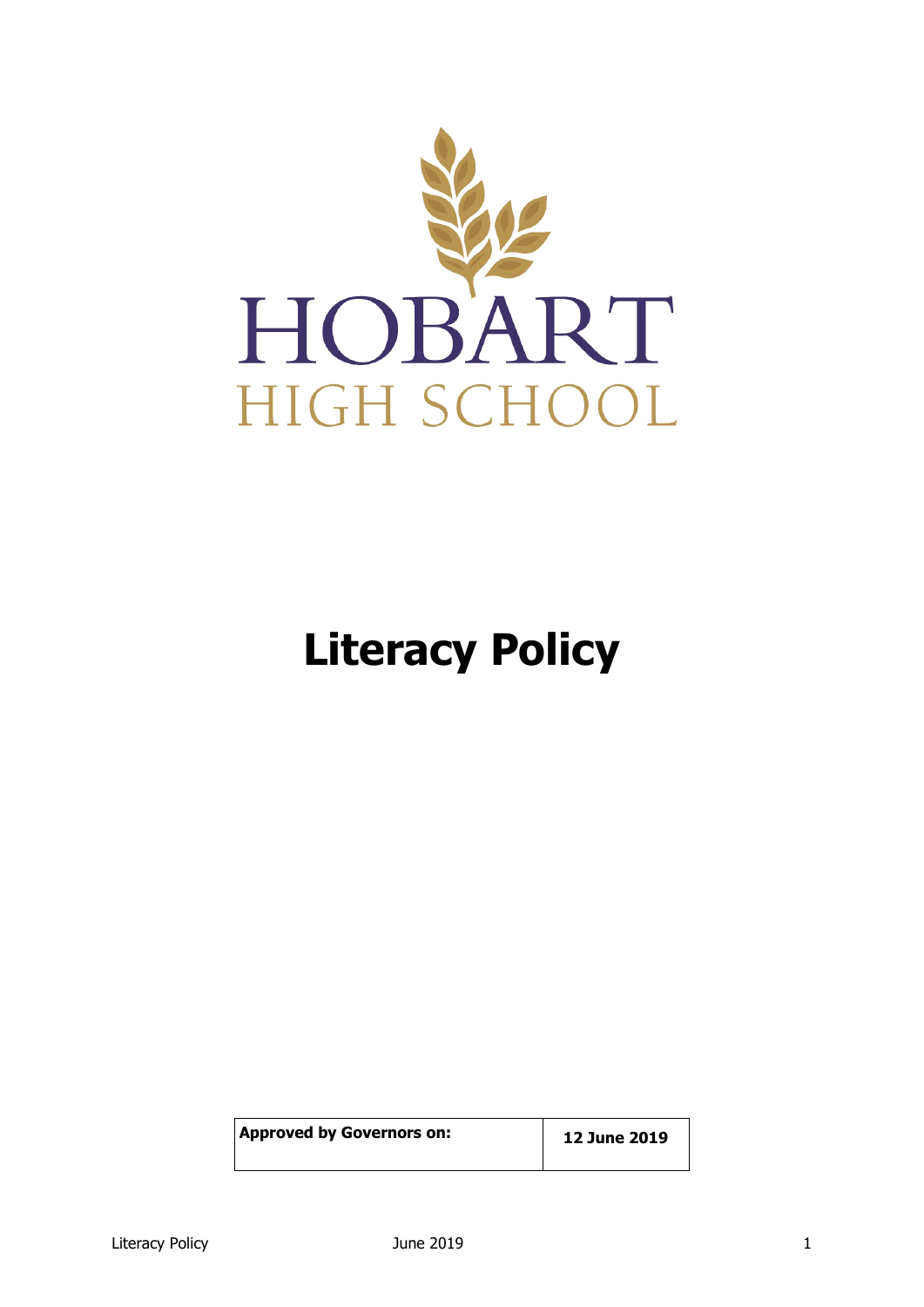HOBART

HIGH SCHOOL

# Literacy Policy

| Approved by Governors on: | 12 June 2019 |
| --- | --- |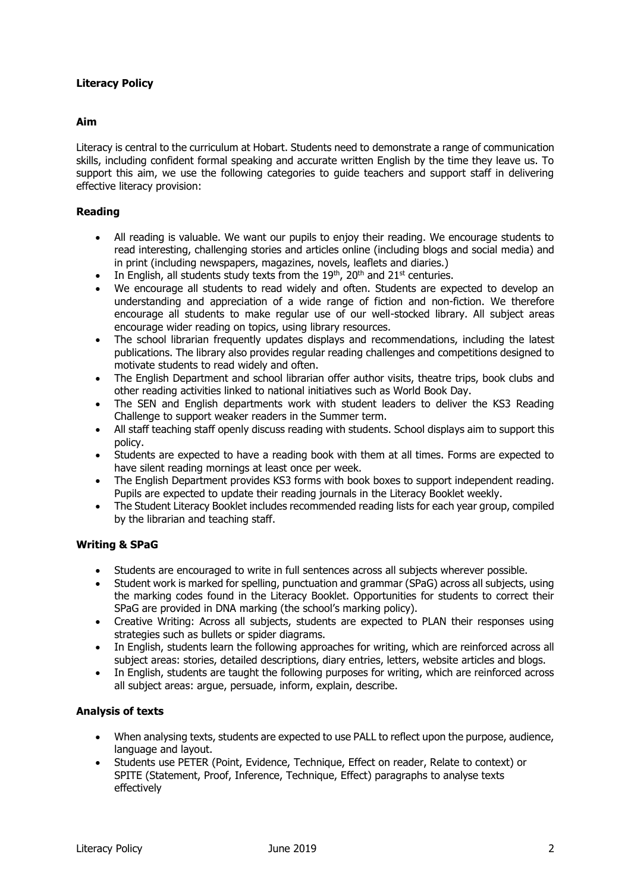**Literacy Policy**

**Aim**

Literacy is central to the curriculum at Hobart. Students need to demonstrate a range of communication skills, including confident formal speaking and accurate written English by the time they leave us. To support this aim, we use the following categories to guide teachers and support staff in delivering effective literacy provision:

**Reading**

- All reading is valuable. We want our pupils to enjoy their reading. We encourage students to read interesting, challenging stories and articles online (including blogs and social media) and in print (including newspapers, magazines, novels, leaflets and diaries.)
- In English, all students study texts from the 19th, 20th and 21st centuries.
- We encourage all students to read widely and often. Students are expected to develop an understanding and appreciation of a wide range of fiction and non-fiction. We therefore encourage all students to make regular use of our well-stocked library. All subject areas encourage wider reading on topics, using library resources.
- The school librarian frequently updates displays and recommendations, including the latest publications. The library also provides regular reading challenges and competitions designed to motivate students to read widely and often.
- The English Department and school librarian offer author visits, theatre trips, book clubs and other reading activities linked to national initiatives such as World Book Day.
- The SEN and English departments work with student leaders to deliver the KS3 Reading Challenge to support weaker readers in the Summer term.
- All staff teaching staff openly discuss reading with students. School displays aim to support this policy.
- Students are expected to have a reading book with them at all times. Forms are expected to have silent reading mornings at least once per week.
- The English Department provides KS3 forms with book boxes to support independent reading. Pupils are expected to update their reading journals in the Literacy Booklet weekly.
- The Student Literacy Booklet includes recommended reading lists for each year group, compiled by the librarian and teaching staff.

**Writing & SPaG**

- Students are encouraged to write in full sentences across all subjects wherever possible.
- Student work is marked for spelling, punctuation and grammar (SPaG) across all subjects, using the marking codes found in the Literacy Booklet. Opportunities for students to correct their SPaG are provided in DNA marking (the school's marking policy).
- Creative Writing: Across all subjects, students are expected to PLAN their responses using strategies such as bullets or spider diagrams.
- In English, students learn the following approaches for writing, which are reinforced across all subject areas: stories, detailed descriptions, diary entries, letters, website articles and blogs.
- In English, students are taught the following purposes for writing, which are reinforced across all subject areas: argue, persuade, inform, explain, describe.

**Analysis of texts**

- When analysing texts, students are expected to use PALL to reflect upon the purpose, audience, language and layout.
- Students use PETER (Point, Evidence, Technique, Effect on reader, Relate to context) or SPITE (Statement, Proof, Inference, Technique, Effect) paragraphs to analyse texts effectively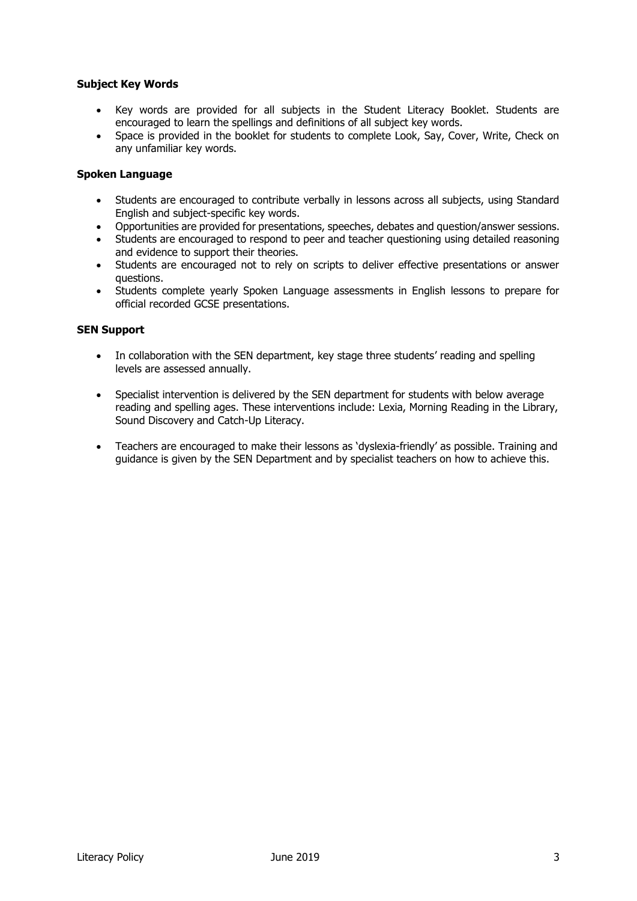**Subject Key Words**

- Key words are provided for all subjects in the Student Literacy Booklet. Students are encouraged to learn the spellings and definitions of all subject key words.
- Space is provided in the booklet for students to complete Look, Say, Cover, Write, Check on any unfamiliar key words.

**Spoken Language**

- Students are encouraged to contribute verbally in lessons across all subjects, using Standard English and subject-specific key words.
- Opportunities are provided for presentations, speeches, debates and question/answer sessions.
- Students are encouraged to respond to peer and teacher questioning using detailed reasoning and evidence to support their theories.
- Students are encouraged not to rely on scripts to deliver effective presentations or answer questions.
- Students complete yearly Spoken Language assessments in English lessons to prepare for official recorded GCSE presentations.

**SEN Support**

- In collaboration with the SEN department, key stage three students' reading and spelling levels are assessed annually.
- Specialist intervention is delivered by the SEN department for students with below average reading and spelling ages. These interventions include: Lexia, Morning Reading in the Library, Sound Discovery and Catch-Up Literacy.
- Teachers are encouraged to make their lessons as 'dyslexia-friendly' as possible. Training and guidance is given by the SEN Department and by specialist teachers on how to achieve this.